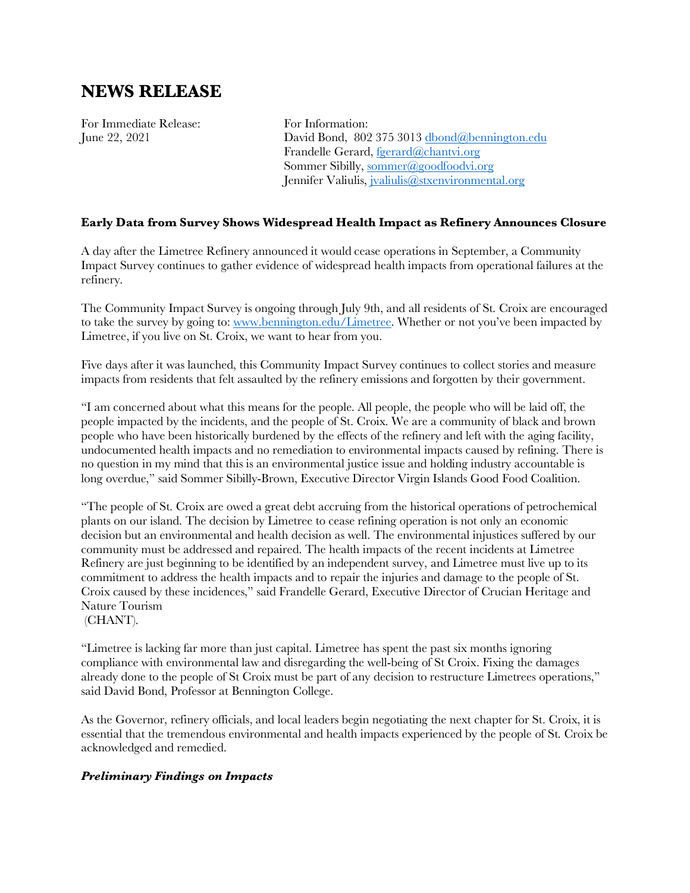# NEWS RELEASE

For Immediate Release:
June 22, 2021

For Information:
David Bond, 802 375 3013 dbond@bennington.edu
Frandelle Gerard, fgerard@chantvi.org
Sommer Sibilly, sommer@goodfoodvi.org
Jennifer Valiulis, jvaliulis@stxenvironmental.org

**Early Data from Survey Shows Widespread Health Impact as Refinery Announces Closure**

A day after the Limetree Refinery announced it would cease operations in September, a Community Impact Survey continues to gather evidence of widespread health impacts from operational failures at the refinery.

The Community Impact Survey is ongoing through July 9th, and all residents of St. Croix are encouraged to take the survey by going to: www.bennington.edu/Limetree. Whether or not you've been impacted by Limetree, if you live on St. Croix, we want to hear from you.

Five days after it was launched, this Community Impact Survey continues to collect stories and measure impacts from residents that felt assaulted by the refinery emissions and forgotten by their government.

"I am concerned about what this means for the people. All people, the people who will be laid off, the people impacted by the incidents, and the people of St. Croix. We are a community of black and brown people who have been historically burdened by the effects of the refinery and left with the aging facility, undocumented health impacts and no remediation to environmental impacts caused by refining. There is no question in my mind that this is an environmental justice issue and holding industry accountable is long overdue," said Sommer Sibilly-Brown, Executive Director Virgin Islands Good Food Coalition.

"The people of St. Croix are owed a great debt accruing from the historical operations of petrochemical plants on our island. The decision by Limetree to cease refining operation is not only an economic decision but an environmental and health decision as well. The environmental injustices suffered by our community must be addressed and repaired. The health impacts of the recent incidents at Limetree Refinery are just beginning to be identified by an independent survey, and Limetree must live up to its commitment to address the health impacts and to repair the injuries and damage to the people of St. Croix caused by these incidences," said Frandelle Gerard, Executive Director of Crucian Heritage and Nature Tourism (CHANT).

"Limetree is lacking far more than just capital. Limetree has spent the past six months ignoring compliance with environmental law and disregarding the well-being of St Croix. Fixing the damages already done to the people of St Croix must be part of any decision to restructure Limetrees operations," said David Bond, Professor at Bennington College.

As the Governor, refinery officials, and local leaders begin negotiating the next chapter for St. Croix, it is essential that the tremendous environmental and health impacts experienced by the people of St. Croix be acknowledged and remedied.

***Preliminary Findings on Impacts***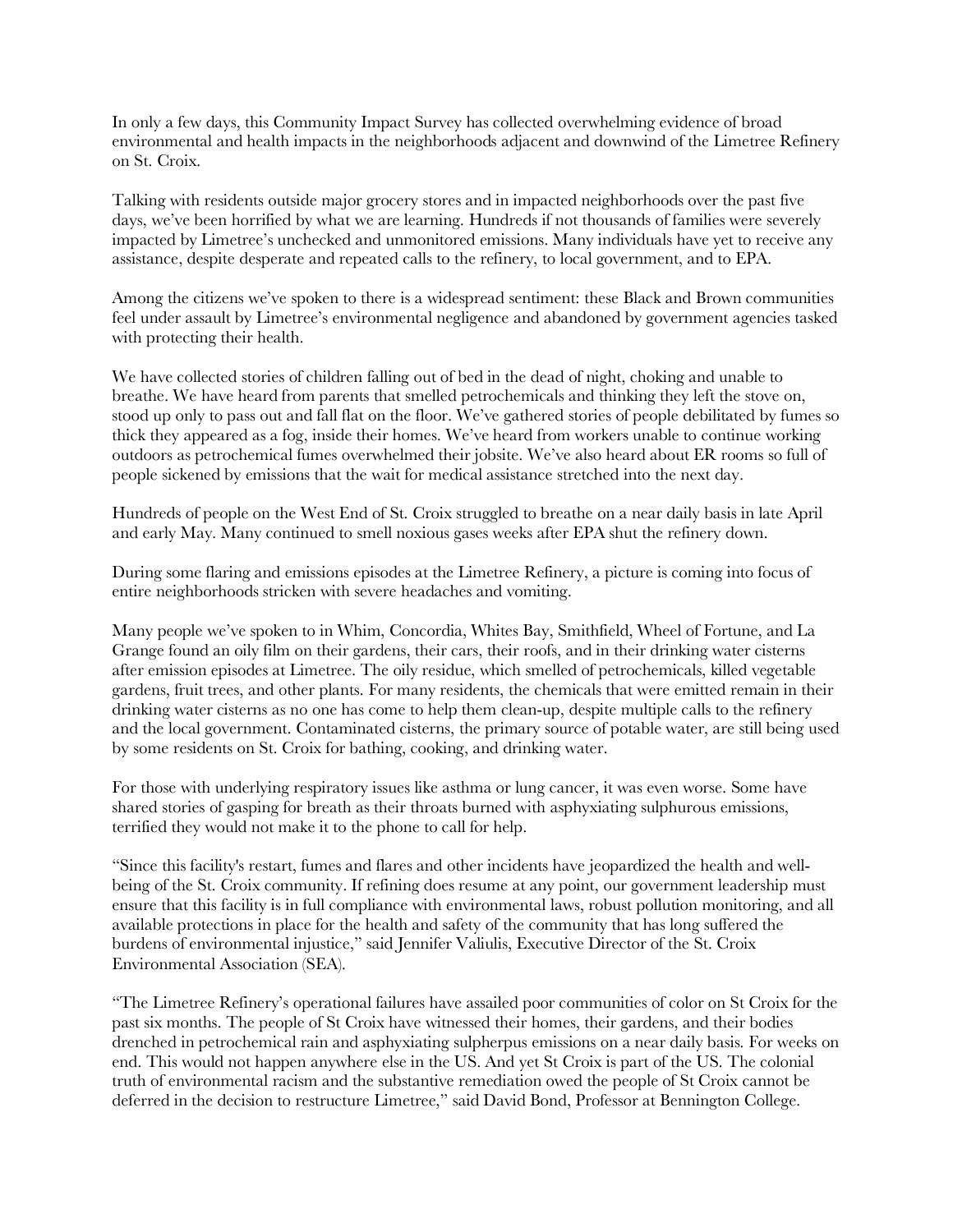In only a few days, this Community Impact Survey has collected overwhelming evidence of broad environmental and health impacts in the neighborhoods adjacent and downwind of the Limetree Refinery on St. Croix.

Talking with residents outside major grocery stores and in impacted neighborhoods over the past five days, we've been horrified by what we are learning. Hundreds if not thousands of families were severely impacted by Limetree's unchecked and unmonitored emissions. Many individuals have yet to receive any assistance, despite desperate and repeated calls to the refinery, to local government, and to EPA.

Among the citizens we've spoken to there is a widespread sentiment: these Black and Brown communities feel under assault by Limetree's environmental negligence and abandoned by government agencies tasked with protecting their health.

We have collected stories of children falling out of bed in the dead of night, choking and unable to breathe. We have heard from parents that smelled petrochemicals and thinking they left the stove on, stood up only to pass out and fall flat on the floor. We've gathered stories of people debilitated by fumes so thick they appeared as a fog, inside their homes. We've heard from workers unable to continue working outdoors as petrochemical fumes overwhelmed their jobsite. We've also heard about ER rooms so full of people sickened by emissions that the wait for medical assistance stretched into the next day.

Hundreds of people on the West End of St. Croix struggled to breathe on a near daily basis in late April and early May. Many continued to smell noxious gases weeks after EPA shut the refinery down.

During some flaring and emissions episodes at the Limetree Refinery, a picture is coming into focus of entire neighborhoods stricken with severe headaches and vomiting.

Many people we've spoken to in Whim, Concordia, Whites Bay, Smithfield, Wheel of Fortune, and La Grange found an oily film on their gardens, their cars, their roofs, and in their drinking water cisterns after emission episodes at Limetree. The oily residue, which smelled of petrochemicals, killed vegetable gardens, fruit trees, and other plants. For many residents, the chemicals that were emitted remain in their drinking water cisterns as no one has come to help them clean-up, despite multiple calls to the refinery and the local government. Contaminated cisterns, the primary source of potable water, are still being used by some residents on St. Croix for bathing, cooking, and drinking water.

For those with underlying respiratory issues like asthma or lung cancer, it was even worse. Some have shared stories of gasping for breath as their throats burned with asphyxiating sulphurous emissions, terrified they would not make it to the phone to call for help.

"Since this facility's restart, fumes and flares and other incidents have jeopardized the health and well-being of the St. Croix community. If refining does resume at any point, our government leadership must ensure that this facility is in full compliance with environmental laws, robust pollution monitoring, and all available protections in place for the health and safety of the community that has long suffered the burdens of environmental injustice," said Jennifer Valiulis, Executive Director of the St. Croix Environmental Association (SEA).

"The Limetree Refinery's operational failures have assailed poor communities of color on St Croix for the past six months. The people of St Croix have witnessed their homes, their gardens, and their bodies drenched in petrochemical rain and asphyxiating sulpherpus emissions on a near daily basis. For weeks on end. This would not happen anywhere else in the US. And yet St Croix is part of the US. The colonial truth of environmental racism and the substantive remediation owed the people of St Croix cannot be deferred in the decision to restructure Limetree," said David Bond, Professor at Bennington College.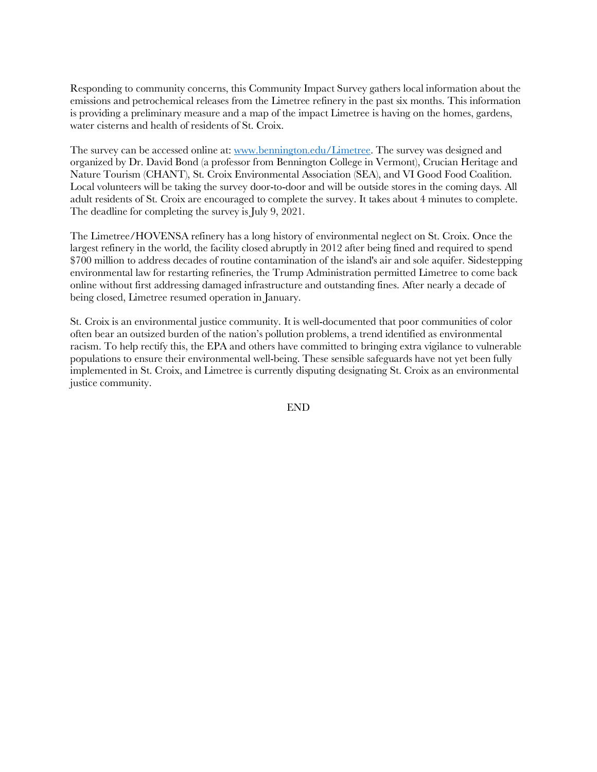Responding to community concerns, this Community Impact Survey gathers local information about the emissions and petrochemical releases from the Limetree refinery in the past six months. This information is providing a preliminary measure and a map of the impact Limetree is having on the homes, gardens, water cisterns and health of residents of St. Croix.

The survey can be accessed online at: [www.bennington.edu/Limetree](www.bennington.edu/Limetree). The survey was designed and organized by Dr. David Bond (a professor from Bennington College in Vermont), Crucian Heritage and Nature Tourism (CHANT), St. Croix Environmental Association (SEA), and VI Good Food Coalition. Local volunteers will be taking the survey door-to-door and will be outside stores in the coming days. All adult residents of St. Croix are encouraged to complete the survey. It takes about 4 minutes to complete. The deadline for completing the survey is July 9, 2021.

The Limetree/HOVENSA refinery has a long history of environmental neglect on St. Croix. Once the largest refinery in the world, the facility closed abruptly in 2012 after being fined and required to spend $700 million to address decades of routine contamination of the island's air and sole aquifer. Sidestepping environmental law for restarting refineries, the Trump Administration permitted Limetree to come back online without first addressing damaged infrastructure and outstanding fines. After nearly a decade of being closed, Limetree resumed operation in January.

St. Croix is an environmental justice community. It is well-documented that poor communities of color often bear an outsized burden of the nation's pollution problems, a trend identified as environmental racism. To help rectify this, the EPA and others have committed to bringing extra vigilance to vulnerable populations to ensure their environmental well-being. These sensible safeguards have not yet been fully implemented in St. Croix, and Limetree is currently disputing designating St. Croix as an environmental justice community.

END